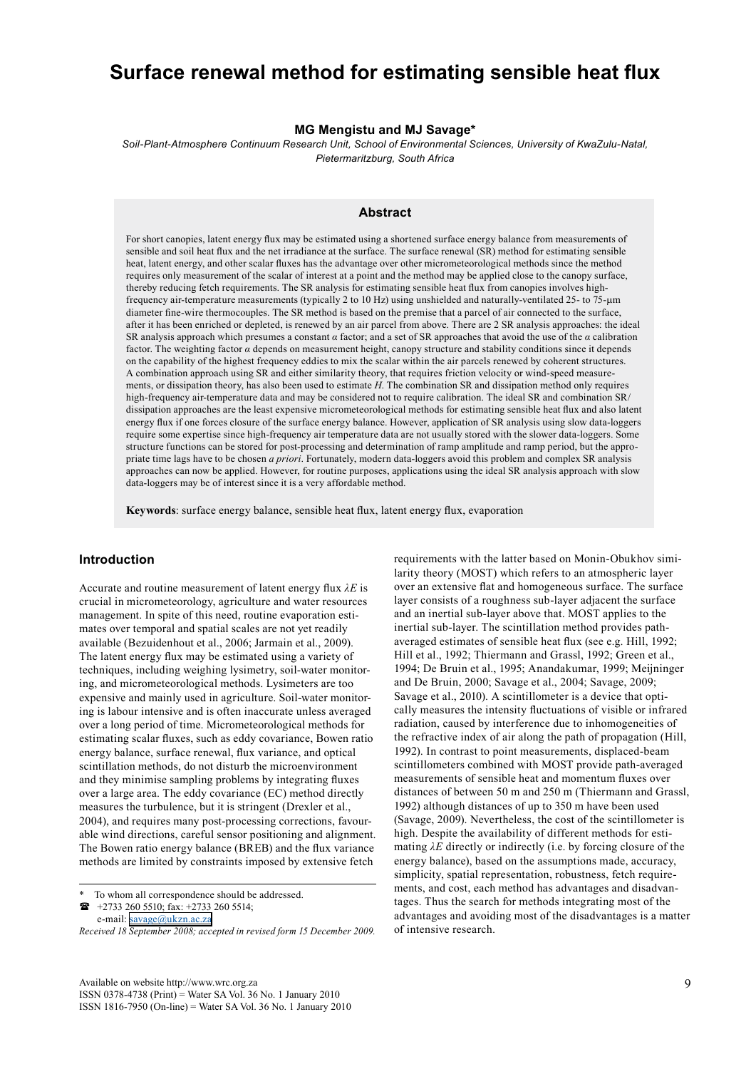# Surface renewal method for estimating sensible heat flux

**MG Mengistu and MJ Savage***

*Soil-Plant-Atmosphere Continuum Research Unit, School of Environmental Sciences, University of KwaZulu-Natal, Pietermaritzburg, South Africa*

## Abstract

For short canopies, latent energy flux may be estimated using a shortened surface energy balance from measurements of sensible and soil heat flux and the net irradiance at the surface. The surface renewal (SR) method for estimating sensible heat, latent energy, and other scalar fluxes has the advantage over other micrometeorological methods since the method requires only measurement of the scalar of interest at a point and the method may be applied close to the canopy surface, thereby reducing fetch requirements. The SR analysis for estimating sensible heat flux from canopies involves high-frequency air-temperature measurements (typically 2 to 10 Hz) using unshielded and naturally-ventilated 25- to 75-μm diameter fine-wire thermocouples. The SR method is based on the premise that a parcel of air connected to the surface, after it has been enriched or depleted, is renewed by an air parcel from above. There are 2 SR analysis approaches: the ideal SR analysis approach which presumes a constant $\alpha$ factor; and a set of SR approaches that avoid the use of the $\alpha$ calibration factor. The weighting factor $\alpha$ depends on measurement height, canopy structure and stability conditions since it depends on the capability of the highest frequency eddies to mix the scalar within the air parcels renewed by coherent structures. A combination approach using SR and either similarity theory, that requires friction velocity or wind-speed measurements, or dissipation theory, has also been used to estimate $H$. The combination SR and dissipation method only requires high-frequency air-temperature data and may be considered not to require calibration. The ideal SR and combination SR/dissipation approaches are the least expensive micrometeorological methods for estimating sensible heat flux and also latent energy flux if one forces closure of the surface energy balance. However, application of SR analysis using slow data-loggers require some expertise since high-frequency air temperature data are not usually stored with the slower data-loggers. Some structure functions can be stored for post-processing and determination of ramp amplitude and ramp period, but the appropriate time lags have to be chosen *a priori*. Fortunately, modern data-loggers avoid this problem and complex SR analysis approaches can now be applied. However, for routine purposes, applications using the ideal SR analysis approach with slow data-loggers may be of interest since it is a very affordable method.

**Keywords**: surface energy balance, sensible heat flux, latent energy flux, evaporation

## Introduction

Accurate and routine measurement of latent energy flux $\lambda E$ is crucial in micrometeorology, agriculture and water resources management. In spite of this need, routine evaporation estimates over temporal and spatial scales are not yet readily available (Bezuidenhout et al., 2006; Jarmain et al., 2009). The latent energy flux may be estimated using a variety of techniques, including weighing lysimetry, soil-water monitoring, and micrometeorological methods. Lysimeters are too expensive and mainly used in agriculture. Soil-water monitoring is labour intensive and is often inaccurate unless averaged over a long period of time. Micrometeorological methods for estimating scalar fluxes, such as eddy covariance, Bowen ratio energy balance, surface renewal, flux variance, and optical scintillation methods, do not disturb the microenvironment and they minimise sampling problems by integrating fluxes over a large area. The eddy covariance (EC) method directly measures the turbulence, but it is stringent (Drexler et al., 2004), and requires many post-processing corrections, favourable wind directions, careful sensor positioning and alignment. The Bowen ratio energy balance (BREB) and the flux variance methods are limited by constraints imposed by extensive fetch requirements with the latter based on Monin-Obukhov similarity theory (MOST) which refers to an atmospheric layer over an extensive flat and homogeneous surface. The surface layer consists of a roughness sub-layer adjacent the surface and an inertial sub-layer above that. MOST applies to the inertial sub-layer. The scintillation method provides path-averaged estimates of sensible heat flux (see e.g. Hill, 1992; Hill et al., 1992; Thiermann and Grassl, 1992; Green et al., 1994; De Bruin et al., 1995; Anandakumar, 1999; Meijninger and De Bruin, 2000; Savage et al., 2004; Savage, 2009; Savage et al., 2010). A scintillometer is a device that optically measures the intensity fluctuations of visible or infrared radiation, caused by interference due to inhomogeneities of the refractive index of air along the path of propagation (Hill, 1992). In contrast to point measurements, displaced-beam scintillometers combined with MOST provide path-averaged measurements of sensible heat and momentum fluxes over distances of between 50 m and 250 m (Thiermann and Grassl, 1992) although distances of up to 350 m have been used (Savage, 2009). Nevertheless, the cost of the scintillometer is high. Despite the availability of different methods for estimating $\lambda E$ directly or indirectly (i.e. by forcing closure of the energy balance), based on the assumptions made, accuracy, simplicity, spatial representation, robustness, fetch requirements, and cost, each method has advantages and disadvantages. Thus the search for methods integrating most of the advantages and avoiding most of the disadvantages is a matter of intensive research.

\* To whom all correspondence should be addressed.
☎ +2733 260 5510; fax: +2733 260 5514;
e-mail: savage@ukzn.ac.za

*Received 18 September 2008; accepted in revised form 15 December 2009.*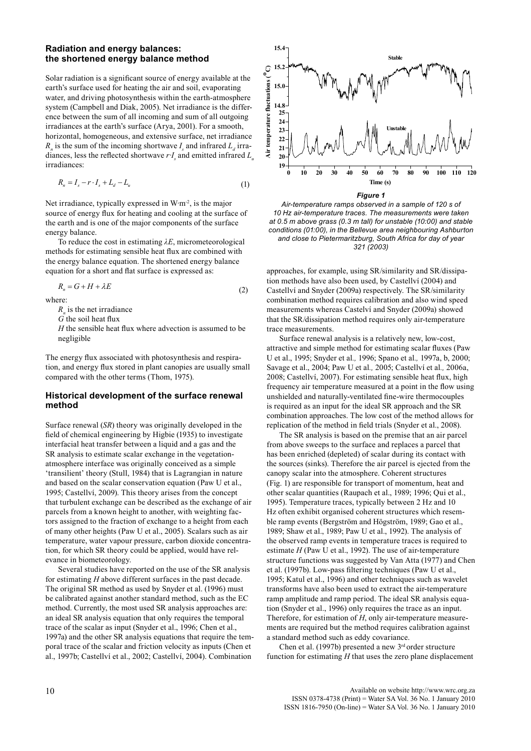## Radiation and energy balances: the shortened energy balance method

Solar radiation is a significant source of energy available at the earth's surface used for heating the air and soil, evaporating water, and driving photosynthesis within the earth-atmosphere system (Campbell and Diak, 2005). Net irradiance is the difference between the sum of all incoming and sum of all outgoing irradiances at the earth's surface (Arya, 2001). For a smooth, horizontal, homogeneous, and extensive surface, net irradiance $R_n$ is the sum of the incoming shortwave $I_s$ and infrared $L_d$ irradiances, less the reflected shortwave $r{\cdot}I_s$ and emitted infrared $L_u$ irradiances:

$$R_n = I_s - r \cdot I_s + L_d - L_u \tag{1}$$

Net irradiance, typically expressed in W·m$^{-2}$, is the major source of energy flux for heating and cooling at the surface of the earth and is one of the major components of the surface energy balance.

To reduce the cost in estimating $\lambda E$, micrometeorological methods for estimating sensible heat flux are combined with the energy balance equation. The shortened energy balance equation for a short and flat surface is expressed as:

$$R_n = G + H + \lambda E \tag{2}$$

where:

$R_n$ is the net irradiance
$G$ the soil heat flux
$H$ the sensible heat flux where advection is assumed to be negligible

The energy flux associated with photosynthesis and respiration, and energy flux stored in plant canopies are usually small compared with the other terms (Thom, 1975).

## Historical development of the surface renewal method

Surface renewal (*SR*) theory was originally developed in the field of chemical engineering by Higbie (1935) to investigate interfacial heat transfer between a liquid and a gas and the SR analysis to estimate scalar exchange in the vegetation-atmosphere interface was originally conceived as a simple 'transilient' theory (Stull, 1984) that is Lagrangian in nature and based on the scalar conservation equation (Paw U et al., 1995; Castellví, 2009). This theory arises from the concept that turbulent exchange can be described as the exchange of air parcels from a known height to another, with weighting factors assigned to the fraction of exchange to a height from each of many other heights (Paw U et al., 2005). Scalars such as air temperature, water vapour pressure, carbon dioxide concentration, for which SR theory could be applied, would have relevance in biometeorology.

Several studies have reported on the use of the SR analysis for estimating *H* above different surfaces in the past decade. The original SR method as used by Snyder et al. (1996) must be calibrated against another standard method, such as the EC method. Currently, the most used SR analysis approaches are: an ideal SR analysis equation that only requires the temporal trace of the scalar as input (Snyder et al., 1996; Chen et al., 1997a) and the other SR analysis equations that require the temporal trace of the scalar and friction velocity as inputs (Chen et al., 1997b; Castellví et al., 2002; Castellví, 2004). Combination approaches, for example, using SR/similarity and SR/dissipation methods have also been used, by Castellví (2004) and Castellví and Snyder (2009a) respectively. The SR/similarity combination method requires calibration and also wind speed measurements whereas Castelví and Snyder (2009a) showed that the SR/dissipation method requires only air-temperature trace measurements.

*Figure 1*
*Air-temperature ramps observed in a sample of 120 s of 10 Hz air-temperature traces. The measurements were taken at 0.5 m above grass (0.3 m tall) for unstable (10:00) and stable conditions (01:00), in the Bellevue area neighbouring Ashburton and close to Pietermaritzburg, South Africa for day of year 321 (2003)*

Surface renewal analysis is a relatively new, low-cost, attractive and simple method for estimating scalar fluxes (Paw U et al., 1995; Snyder et al*.,* 1996; Spano et al*.,* 1997a, b, 2000; Savage et al., 2004; Paw U et al*.,* 2005; Castellví et al*.,* 2006a, 2008; Castellví, 2007). For estimating sensible heat flux, high frequency air temperature measured at a point in the flow using unshielded and naturally-ventilated fine-wire thermocouples is required as an input for the ideal SR approach and the SR combination approaches. The low cost of the method allows for replication of the method in field trials (Snyder et al., 2008).

The SR analysis is based on the premise that an air parcel from above sweeps to the surface and replaces a parcel that has been enriched (depleted) of scalar during its contact with the sources (sinks). Therefore the air parcel is ejected from the canopy scalar into the atmosphere. Coherent structures (Fig. 1) are responsible for transport of momentum, heat and other scalar quantities (Raupach et al., 1989; 1996; Qui et al., 1995). Temperature traces, typically between 2 Hz and 10 Hz often exhibit organised coherent structures which resemble ramp events (Bergström and Högström, 1989; Gao et al., 1989; Shaw et al., 1989; Paw U et al., 1992). The analysis of the observed ramp events in temperature traces is required to estimate *H* (Paw U et al., 1992). The use of air-temperature structure functions was suggested by Van Atta (1977) and Chen et al. (1997b). Low-pass filtering techniques (Paw U et al., 1995; Katul et al., 1996) and other techniques such as wavelet transforms have also been used to extract the air-temperature ramp amplitude and ramp period. The ideal SR analysis equation (Snyder et al., 1996) only requires the trace as an input. Therefore, for estimation of *H*, only air-temperature measurements are required but the method requires calibration against a standard method such as eddy covariance.

Chen et al. (1997b) presented a new 3$^{rd}$ order structure function for estimating *H* that uses the zero plane displacement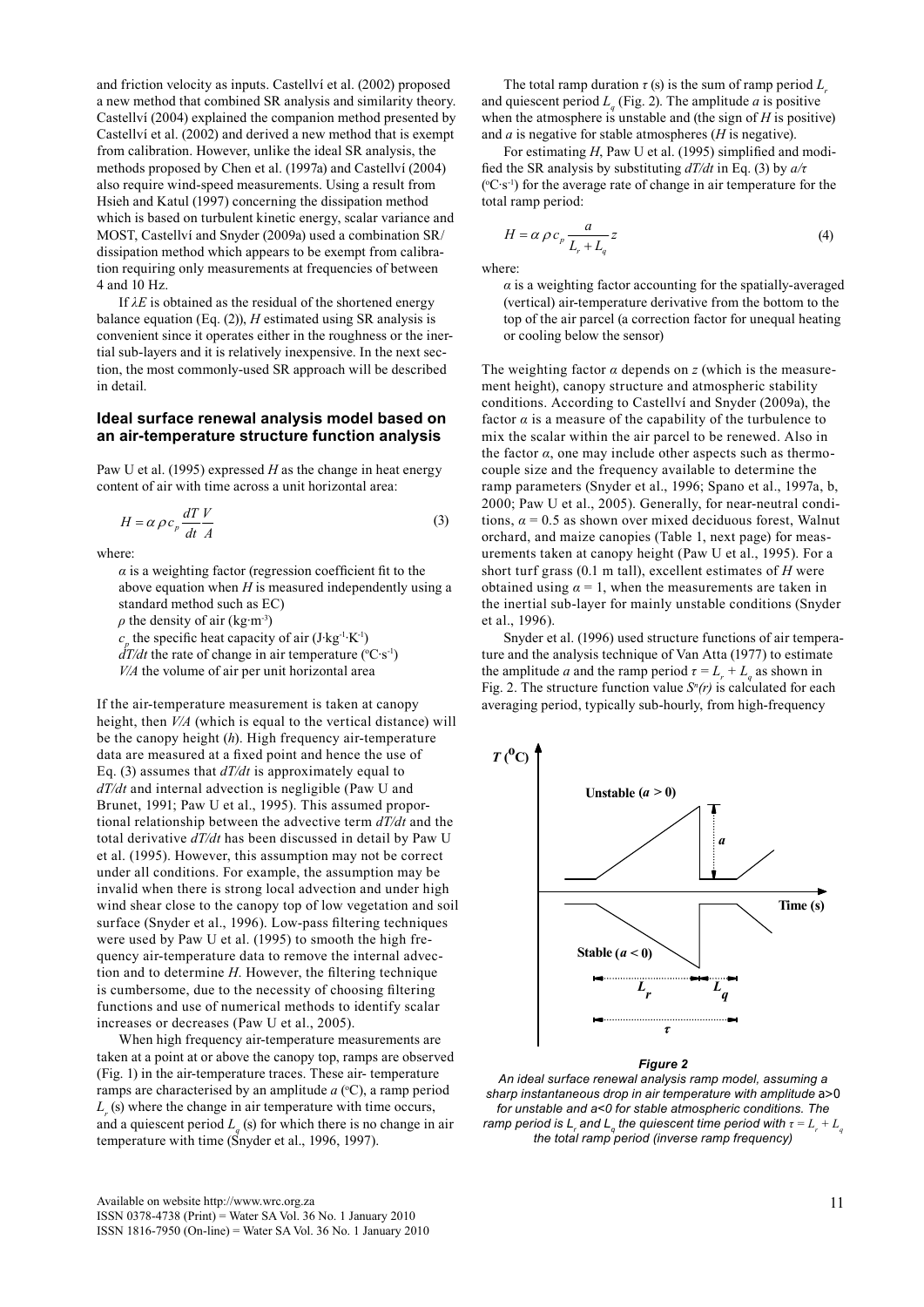and friction velocity as inputs. Castellví et al. (2002) proposed a new method that combined SR analysis and similarity theory. Castellví (2004) explained the companion method presented by Castellví et al. (2002) and derived a new method that is exempt from calibration. However, unlike the ideal SR analysis, the methods proposed by Chen et al. (1997a) and Castellví (2004) also require wind-speed measurements. Using a result from Hsieh and Katul (1997) concerning the dissipation method which is based on turbulent kinetic energy, scalar variance and MOST, Castellví and Snyder (2009a) used a combination SR/dissipation method which appears to be exempt from calibration requiring only measurements at frequencies of between 4 and 10 Hz.

If $\lambda E$ is obtained as the residual of the shortened energy balance equation (Eq. (2)), $H$ estimated using SR analysis is convenient since it operates either in the roughness or the inertial sub-layers and it is relatively inexpensive. In the next section, the most commonly-used SR approach will be described in detail.

## Ideal surface renewal analysis model based on an air-temperature structure function analysis

Paw U et al. (1995) expressed $H$ as the change in heat energy content of air with time across a unit horizontal area:

$$H = \alpha \rho c_p \frac{dT}{dt}\frac{V}{A} \tag{3}$$

where:

$\alpha$ is a weighting factor (regression coefficient fit to the above equation when $H$ is measured independently using a standard method such as EC)
$\rho$ the density of air (kg·m$^{-3}$)
$c_p$ the specific heat capacity of air (J·kg$^{-1}$·K$^{-1}$)
$dT/dt$ the rate of change in air temperature (°C·s$^{-1}$)
$V/A$ the volume of air per unit horizontal area

If the air-temperature measurement is taken at canopy height, then $V/A$ (which is equal to the vertical distance) will be the canopy height ($h$). High frequency air-temperature data are measured at a fixed point and hence the use of Eq. (3) assumes that $dT/dt$ is approximately equal to $dT/dt$ and internal advection is negligible (Paw U and Brunet, 1991; Paw U et al., 1995). This assumed proportional relationship between the advective term $dT/dt$ and the total derivative $dT/dt$ has been discussed in detail by Paw U et al. (1995). However, this assumption may not be correct under all conditions. For example, the assumption may be invalid when there is strong local advection and under high wind shear close to the canopy top of low vegetation and soil surface (Snyder et al., 1996). Low-pass filtering techniques were used by Paw U et al. (1995) to smooth the high frequency air-temperature data to remove the internal advection and to determine $H$. However, the filtering technique is cumbersome, due to the necessity of choosing filtering functions and use of numerical methods to identify scalar increases or decreases (Paw U et al., 2005).

When high frequency air-temperature measurements are taken at a point at or above the canopy top, ramps are observed (Fig. 1) in the air-temperature traces. These air- temperature ramps are characterised by an amplitude $a$ (°C), a ramp period $L_r$ (s) where the change in air temperature with time occurs, and a quiescent period $L_q$ (s) for which there is no change in air temperature with time (Snyder et al., 1996, 1997).

The total ramp duration $\tau$ (s) is the sum of ramp period $L_r$ and quiescent period $L_q$ (Fig. 2). The amplitude $a$ is positive when the atmosphere is unstable and (the sign of $H$ is positive) and $a$ is negative for stable atmospheres ($H$ is negative).

For estimating $H$, Paw U et al. (1995) simplified and modified the SR analysis by substituting $dT/dt$ in Eq. (3) by $a/\tau$ (°C·s$^{-1}$) for the average rate of change in air temperature for the total ramp period:

$$H = \alpha \rho c_p \frac{a}{L_r + L_q} z \tag{4}$$

where:

$\alpha$ is a weighting factor accounting for the spatially-averaged (vertical) air-temperature derivative from the bottom to the top of the air parcel (a correction factor for unequal heating or cooling below the sensor)

The weighting factor $\alpha$ depends on $z$ (which is the measurement height), canopy structure and atmospheric stability conditions. According to Castellví and Snyder (2009a), the factor $\alpha$ is a measure of the capability of the turbulence to mix the scalar within the air parcel to be renewed. Also in the factor $\alpha$, one may include other aspects such as thermocouple size and the frequency available to determine the ramp parameters (Snyder et al., 1996; Spano et al., 1997a, b, 2000; Paw U et al., 2005). Generally, for near-neutral conditions, $\alpha = 0.5$ as shown over mixed deciduous forest, Walnut orchard, and maize canopies (Table 1, next page) for measurements taken at canopy height (Paw U et al., 1995). For a short turf grass (0.1 m tall), excellent estimates of $H$ were obtained using $\alpha = 1$, when the measurements are taken in the inertial sub-layer for mainly unstable conditions (Snyder et al., 1996).

Snyder et al. (1996) used structure functions of air temperature and the analysis technique of Van Atta (1977) to estimate the amplitude $a$ and the ramp period $\tau = L_r + L_q$ as shown in Fig. 2. The structure function value $S^n(r)$ is calculated for each averaging period, typically sub-hourly, from high-frequency

**Figure 2**
*An ideal surface renewal analysis ramp model, assuming a sharp instantaneous drop in air temperature with amplitude a>0 for unstable and a<0 for stable atmospheric conditions. The ramp period is $L_r$ and $L_q$ the quiescent time period with $\tau = L_r + L_q$ the total ramp period (inverse ramp frequency)*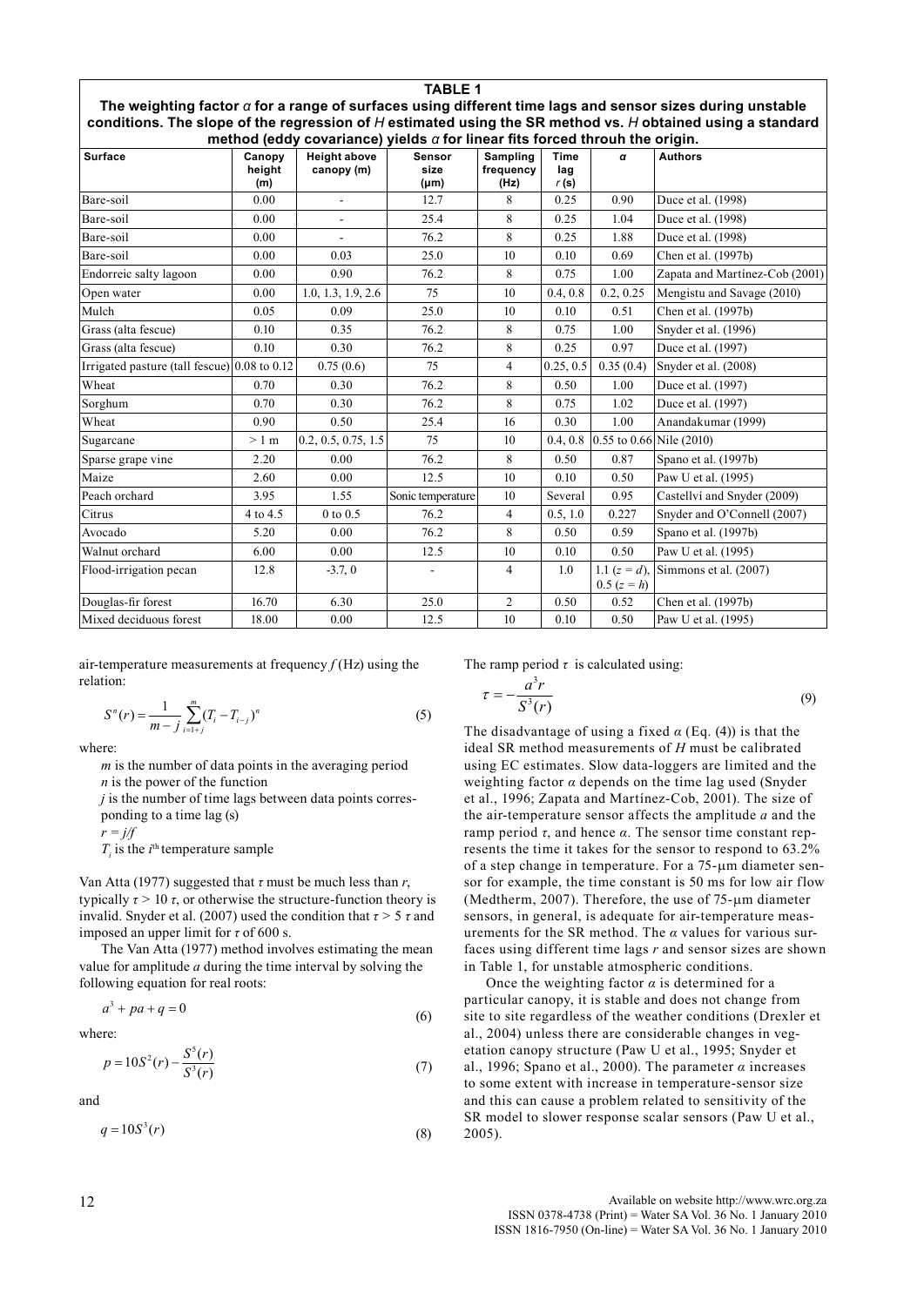**TABLE 1**

**The weighting factor $\alpha$ for a range of surfaces using different time lags and sensor sizes during unstable conditions. The slope of the regression of $H$ estimated using the SR method vs. $H$ obtained using a standard method (eddy covariance) yields $\alpha$ for linear fits forced throuh the origin.**

| Surface | Canopy height (m) | Height above canopy (m) | Sensor size (µm) | Sampling frequency (Hz) | Time lag $r$ (s) | $\alpha$ | Authors |
|---|---|---|---|---|---|---|---|
| Bare-soil | 0.00 | - | 12.7 | 8 | 0.25 | 0.90 | Duce et al. (1998) |
| Bare-soil | 0.00 | - | 25.4 | 8 | 0.25 | 1.04 | Duce et al. (1998) |
| Bare-soil | 0.00 | - | 76.2 | 8 | 0.25 | 1.88 | Duce et al. (1998) |
| Bare-soil | 0.00 | 0.03 | 25.0 | 10 | 0.10 | 0.69 | Chen et al. (1997b) |
| Endorreic salty lagoon | 0.00 | 0.90 | 76.2 | 8 | 0.75 | 1.00 | Zapata and Martínez-Cob (2001) |
| Open water | 0.00 | 1.0, 1.3, 1.9, 2.6 | 75 | 10 | 0.4, 0.8 | 0.2, 0.25 | Mengistu and Savage (2010) |
| Mulch | 0.05 | 0.09 | 25.0 | 10 | 0.10 | 0.51 | Chen et al. (1997b) |
| Grass (alta fescue) | 0.10 | 0.35 | 76.2 | 8 | 0.75 | 1.00 | Snyder et al. (1996) |
| Grass (alta fescue) | 0.10 | 0.30 | 76.2 | 8 | 0.25 | 0.97 | Duce et al. (1997) |
| Irrigated pasture (tall fescue) | 0.08 to 0.12 | 0.75 (0.6) | 75 | 4 | 0.25, 0.5 | 0.35 (0.4) | Snyder et al. (2008) |
| Wheat | 0.70 | 0.30 | 76.2 | 8 | 0.50 | 1.00 | Duce et al. (1997) |
| Sorghum | 0.70 | 0.30 | 76.2 | 8 | 0.75 | 1.02 | Duce et al. (1997) |
| Wheat | 0.90 | 0.50 | 25.4 | 16 | 0.30 | 1.00 | Anandakumar (1999) |
| Sugarcane | > 1 m | 0.2, 0.5, 0.75, 1.5 | 75 | 10 | 0.4, 0.8 | 0.55 to 0.66 | Nile (2010) |
| Sparse grape vine | 2.20 | 0.00 | 76.2 | 8 | 0.50 | 0.87 | Spano et al. (1997b) |
| Maize | 2.60 | 0.00 | 12.5 | 10 | 0.10 | 0.50 | Paw U et al. (1995) |
| Peach orchard | 3.95 | 1.55 | Sonic temperature | 10 | Several | 0.95 | Castellví and Snyder (2009) |
| Citrus | 4 to 4.5 | 0 to 0.5 | 76.2 | 4 | 0.5, 1.0 | 0.227 | Snyder and O'Connell (2007) |
| Avocado | 5.20 | 0.00 | 76.2 | 8 | 0.50 | 0.59 | Spano et al. (1997b) |
| Walnut orchard | 6.00 | 0.00 | 12.5 | 10 | 0.10 | 0.50 | Paw U et al. (1995) |
| Flood-irrigation pecan | 12.8 | -3.7, 0 | - | 4 | 1.0 | 1.1 ($z = d$), 0.5 ($z = h$) | Simmons et al. (2007) |
| Douglas-fir forest | 16.70 | 6.30 | 25.0 | 2 | 0.50 | 0.52 | Chen et al. (1997b) |
| Mixed deciduous forest | 18.00 | 0.00 | 12.5 | 10 | 0.10 | 0.50 | Paw U et al. (1995) |

air-temperature measurements at frequency $f$ (Hz) using the relation:

$$S^n(r) = \frac{1}{m-j}\sum_{i=1+j}^{m}(T_i - T_{i-j})^n \tag{5}$$

where:

$m$ is the number of data points in the averaging period
$n$ is the power of the function
$j$ is the number of time lags between data points corresponding to a time lag (s)
$r = j/f$
$T_i$ is the $i^{th}$ temperature sample

Van Atta (1977) suggested that $\tau$ must be much less than $r$, typically $\tau > 10\ \tau$, or otherwise the structure-function theory is invalid. Snyder et al. (2007) used the condition that $\tau > 5\ \tau$ and imposed an upper limit for $\tau$ of 600 s.

The Van Atta (1977) method involves estimating the mean value for amplitude $a$ during the time interval by solving the following equation for real roots:

$$a^3 + pa + q = 0 \tag{6}$$

where:

$$p = 10S^2(r) - \frac{S^5(r)}{S^3(r)} \tag{7}$$

and

$$q = 10S^3(r) \tag{8}$$

The ramp period $\tau$ is calculated using:

$$\tau = -\frac{a^3 r}{S^3(r)} \tag{9}$$

The disadvantage of using a fixed $\alpha$ (Eq. (4)) is that the ideal SR method measurements of $H$ must be calibrated using EC estimates. Slow data-loggers are limited and the weighting factor $\alpha$ depends on the time lag used (Snyder et al., 1996; Zapata and Martínez-Cob, 2001). The size of the air-temperature sensor affects the amplitude $a$ and the ramp period $\tau$, and hence $\alpha$. The sensor time constant represents the time it takes for the sensor to respond to 63.2% of a step change in temperature. For a 75-µm diameter sensor for example, the time constant is 50 ms for low air flow (Medtherm, 2007). Therefore, the use of 75-µm diameter sensors, in general, is adequate for air-temperature measurements for the SR method. The $\alpha$ values for various surfaces using different time lags $r$ and sensor sizes are shown in Table 1, for unstable atmospheric conditions.

Once the weighting factor $\alpha$ is determined for a particular canopy, it is stable and does not change from site to site regardless of the weather conditions (Drexler et al., 2004) unless there are considerable changes in vegetation canopy structure (Paw U et al., 1995; Snyder et al., 1996; Spano et al., 2000). The parameter $\alpha$ increases to some extent with increase in temperature-sensor size and this can cause a problem related to sensitivity of the SR model to slower response scalar sensors (Paw U et al., 2005).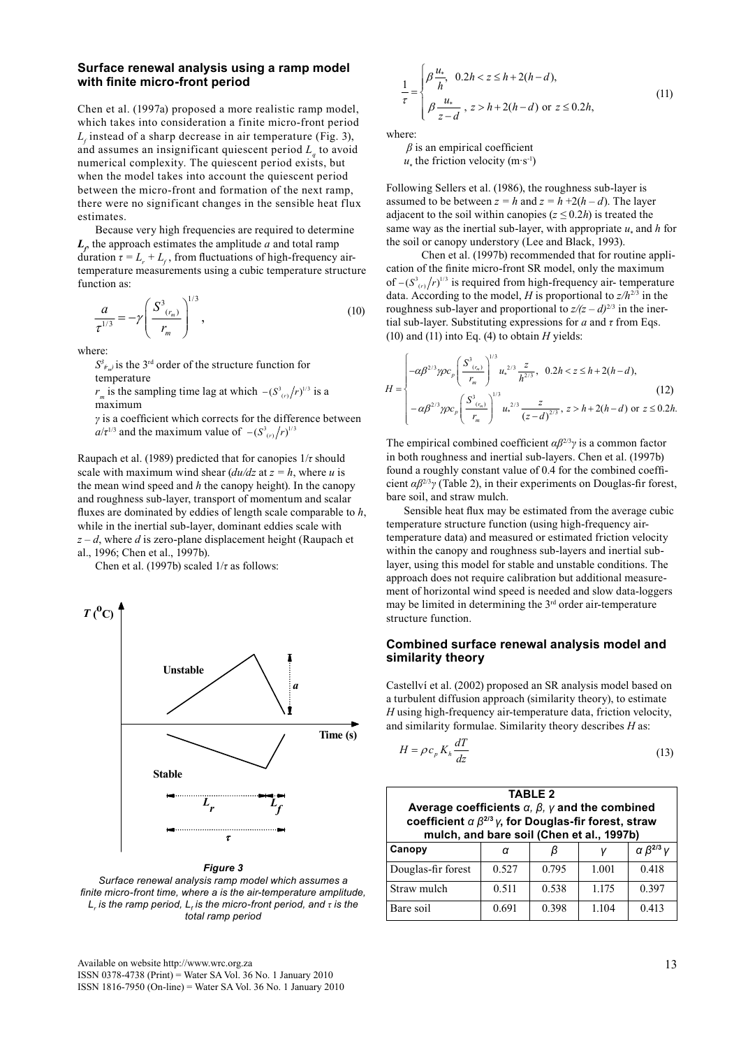### Surface renewal analysis using a ramp model with finite micro-front period

Chen et al. (1997a) proposed a more realistic ramp model, which takes into consideration a finite micro-front period $L_f$ instead of a sharp decrease in air temperature (Fig. 3), and assumes an insignificant quiescent period $L_q$ to avoid numerical complexity. The quiescent period exists, but when the model takes into account the quiescent period between the micro-front and formation of the next ramp, there were no significant changes in the sensible heat flux estimates.

Because very high frequencies are required to determine $L_f$, the approach estimates the amplitude $a$ and total ramp duration $\tau = L_r + L_f$, from fluctuations of high-frequency air-temperature measurements using a cubic temperature structure function as:

$$\frac{a}{\tau^{1/3}} = -\gamma\left(\frac{S^3_{(r_m)}}{r_m}\right)^{1/3}, \tag{10}$$

where:

$S^3_{(r_m)}$ is the 3rd order of the structure function for temperature

$r_m$ is the sampling time lag at which $-(S^3_{(r)}/r)^{1/3}$ is a maximum

$\gamma$ is a coefficient which corrects for the difference between $a/\tau^{1/3}$ and the maximum value of $-(S^3_{(r)}/r)^{1/3}$

Raupach et al. (1989) predicted that for canopies $1/\tau$ should scale with maximum wind shear ($du/dz$ at $z = h$, where $u$ is the mean wind speed and $h$ the canopy height). In the canopy and roughness sub-layer, transport of momentum and scalar fluxes are dominated by eddies of length scale comparable to $h$, while in the inertial sub-layer, dominant eddies scale with $z - d$, where $d$ is zero-plane displacement height (Raupach et al., 1996; Chen et al., 1997b).

Chen et al. (1997b) scaled $1/\tau$ as follows:

*Figure 3*
*Surface renewal analysis ramp model which assumes a finite micro-front time, where a is the air-temperature amplitude, $L_r$ is the ramp period, $L_f$ is the micro-front period, and $\tau$ is the total ramp period*

$$\frac{1}{\tau} = \begin{cases} \beta\dfrac{u_*}{h}, & 0.2h < z \le h + 2(h-d), \\[2ex] \beta\dfrac{u_*}{z-d}, & z > h + 2(h-d) \text{ or } z \le 0.2h, \end{cases} \tag{11}$$

where:

$\beta$ is an empirical coefficient

$u_*$ the friction velocity (m·s$^{-1}$)

Following Sellers et al. (1986), the roughness sub-layer is assumed to be between $z = h$ and $z = h + 2(h - d)$. The layer adjacent to the soil within canopies ($z \le 0.2h$) is treated the same way as the inertial sub-layer, with appropriate $u_*$ and $h$ for the soil or canopy understory (Lee and Black, 1993).

Chen et al. (1997b) recommended that for routine application of the finite micro-front SR model, only the maximum of $-(S^3_{(r)}/r)^{1/3}$ is required from high-frequency air- temperature data. According to the model, $H$ is proportional to $z/h^{2/3}$ in the roughness sub-layer and proportional to $z/(z - d)^{2/3}$ in the inertial sub-layer. Substituting expressions for $a$ and $\tau$ from Eqs. (10) and (11) into Eq. (4) to obtain $H$ yields:

$$H = \begin{cases} -\alpha\beta^{2/3}\gamma\rho c_p\left(\dfrac{S^3_{(r_m)}}{r_m}\right)^{1/3} u_*^{2/3}\dfrac{z}{h^{2/3}}, & 0.2h < z \le h + 2(h-d), \\[2ex] -\alpha\beta^{2/3}\gamma\rho c_p\left(\dfrac{S^3_{(r_m)}}{r_m}\right)^{1/3} u_*^{2/3}\dfrac{z}{(z-d)^{2/3}}, & z > h + 2(h-d) \text{ or } z \le 0.2h. \end{cases} \tag{12}$$

The empirical combined coefficient $\alpha\beta^{2/3}\gamma$ is a common factor in both roughness and inertial sub-layers. Chen et al. (1997b) found a roughly constant value of 0.4 for the combined coefficient $\alpha\beta^{2/3}\gamma$ (Table 2), in their experiments on Douglas-fir forest, bare soil, and straw mulch.

Sensible heat flux may be estimated from the average cubic temperature structure function (using high-frequency air-temperature data) and measured or estimated friction velocity within the canopy and roughness sub-layers and inertial sub-layer, using this model for stable and unstable conditions. The approach does not require calibration but additional measurement of horizontal wind speed is needed and slow data-loggers may be limited in determining the 3rd order air-temperature structure function.

### Combined surface renewal analysis model and similarity theory

Castellví et al. (2002) proposed an SR analysis model based on a turbulent diffusion approach (similarity theory), to estimate $H$ using high-frequency air-temperature data, friction velocity, and similarity formulae. Similarity theory describes $H$ as:

$$H = \rho c_p K_h \frac{dT}{dz} \tag{13}$$

**TABLE 2**
**Average coefficients $\alpha$, $\beta$, $\gamma$ and the combined coefficient $\alpha\beta^{2/3}\gamma$, for Douglas-fir forest, straw mulch, and bare soil (Chen et al., 1997b)**

| Canopy | $\alpha$ | $\beta$ | $\gamma$ | $\alpha\beta^{2/3}\gamma$ |
|---|---|---|---|---|
| Douglas-fir forest | 0.527 | 0.795 | 1.001 | 0.418 |
| Straw mulch | 0.511 | 0.538 | 1.175 | 0.397 |
| Bare soil | 0.691 | 0.398 | 1.104 | 0.413 |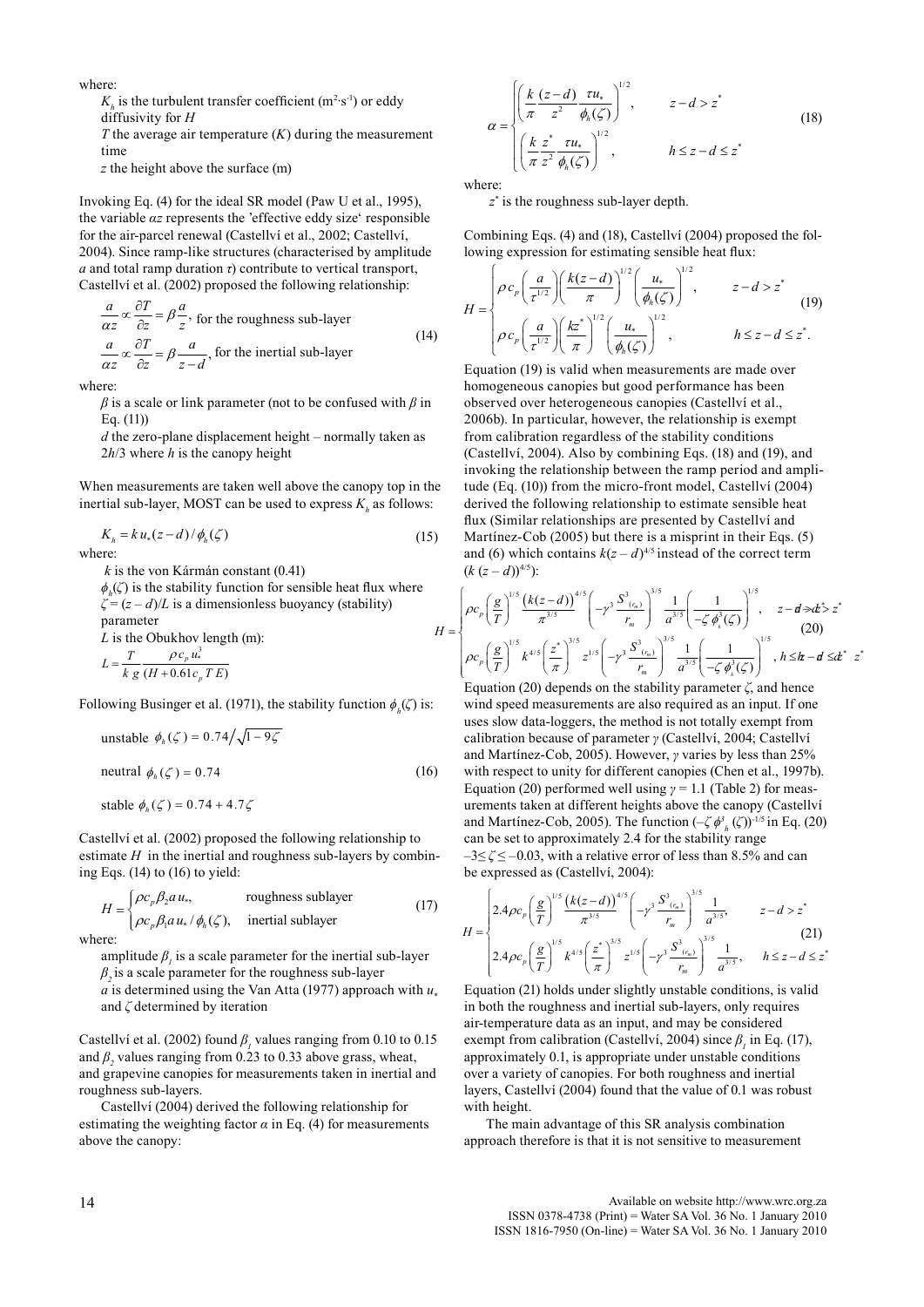where:

$K_h$ is the turbulent transfer coefficient ($m^2 \cdot s^{-1}$) or eddy diffusivity for $H$

$T$ the average air temperature ($K$) during the measurement time

$z$ the height above the surface (m)

Invoking Eq. (4) for the ideal SR model (Paw U et al., 1995), the variable $\alpha z$ represents the 'effective eddy size' responsible for the air-parcel renewal (Castellví et al., 2002; Castellví, 2004). Since ramp-like structures (characterised by amplitude $a$ and total ramp duration $\tau$) contribute to vertical transport, Castellví et al. (2002) proposed the following relationship:

$$\frac{a}{\alpha z} \propto \frac{\partial T}{\partial z} = \beta \frac{a}{z}, \text{ for the roughness sub-layer}$$
$$\frac{a}{\alpha z} \propto \frac{\partial T}{\partial z} = \beta \frac{a}{z-d}, \text{ for the inertial sub-layer} \tag{14}$$

where:

$\beta$ is a scale or link parameter (not to be confused with $\beta$ in Eq. (11))

$d$ the zero-plane displacement height – normally taken as $2h/3$ where $h$ is the canopy height

When measurements are taken well above the canopy top in the inertial sub-layer, MOST can be used to express $K_h$ as follows:

$$K_h = k\, u_* (z-d) / \phi_h(\zeta) \tag{15}$$

where:

$k$ is the von Kármán constant (0.41)

$\phi_h(\zeta)$ is the stability function for sensible heat flux where $\zeta = (z-d)/L$ is a dimensionless buoyancy (stability) parameter

$L$ is the Obukhov length (m):

$$L = \frac{T}{k\, g} \frac{\rho c_p u_*^3}{(H + 0.61 c_p\, T\, E)}$$

Following Businger et al. (1971), the stability function $\phi_h(\zeta)$ is:

$$\text{unstable } \phi_h(\zeta) = 0.74 \big/ \sqrt{1 - 9\zeta}$$
$$\text{neutral } \phi_h(\zeta) = 0.74 \tag{16}$$
$$\text{stable } \phi_h(\zeta) = 0.74 + 4.7\zeta$$

Castellví et al. (2002) proposed the following relationship to estimate $H$ in the inertial and roughness sub-layers by combining Eqs. (14) to (16) to yield:

$$H = \begin{cases} \rho c_p \beta_2 a u_*, & \text{roughness sublayer} \\ \rho c_p \beta_1 a u_* / \phi_h(\zeta), & \text{inertial sublayer} \end{cases} \tag{17}$$

where:

amplitude $\beta_1$ is a scale parameter for the inertial sub-layer

$\beta_2$ is a scale parameter for the roughness sub-layer

$a$ is determined using the Van Atta (1977) approach with $u_*$ and $\zeta$ determined by iteration

Castellví et al. (2002) found $\beta_1$ values ranging from 0.10 to 0.15 and $\beta_2$ values ranging from 0.23 to 0.33 above grass, wheat, and grapevine canopies for measurements taken in inertial and roughness sub-layers.

Castellví (2004) derived the following relationship for estimating the weighting factor $\alpha$ in Eq. (4) for measurements above the canopy:

$$\alpha = \begin{cases} \left( \dfrac{k}{\pi} \dfrac{(z-d)}{z^2} \dfrac{\tau u_*}{\phi_h(\zeta)} \right)^{1/2}, & z - d > z^* \\ \left( \dfrac{k}{\pi} \dfrac{z^*}{z^2} \dfrac{\tau u_*}{\phi_h(\zeta)} \right)^{1/2}, & h \le z - d \le z^* \end{cases} \tag{18}$$

where:

$z^*$ is the roughness sub-layer depth.

Combining Eqs. (4) and (18), Castellví (2004) proposed the following expression for estimating sensible heat flux:

$$H = \begin{cases} \rho c_p \left( \dfrac{a}{\tau^{1/2}} \right) \left( \dfrac{k(z-d)}{\pi} \right)^{1/2} \left( \dfrac{u_*}{\phi_h(\zeta)} \right)^{1/2}, & z - d > z^* \\ \rho c_p \left( \dfrac{a}{\tau^{1/2}} \right) \left( \dfrac{k z^*}{\pi} \right)^{1/2} \left( \dfrac{u_*}{\phi_h(\zeta)} \right)^{1/2}, & h \le z - d \le z^*. \end{cases} \tag{19}$$

Equation (19) is valid when measurements are made over homogeneous canopies but good performance has been observed over heterogeneous canopies (Castellví et al., 2006b). In particular, however, the relationship is exempt from calibration regardless of the stability conditions (Castellví, 2004). Also by combining Eqs. (18) and (19), and invoking the relationship between the ramp period and amplitude (Eq. (10)) from the micro-front model, Castellví (2004) derived the following relationship to estimate sensible heat flux (Similar relationships are presented by Castellví and Martínez-Cob (2005) but there is a misprint in their Eqs. (5) and (6) which contains $k(z-d)^{4/5}$ instead of the correct term $(k(z-d))^{4/5}$):

$$H = \begin{cases} \rho c_p \left( \dfrac{g}{T} \right)^{1/5} \dfrac{(k(z-d))^{4/5}}{\pi^{3/5}} \left( -\gamma^3 \dfrac{S^3_{(r_m)}}{r_m} \right)^{3/5} \dfrac{1}{a^{3/5}} \left( \dfrac{1}{-\zeta \phi_h^3(\zeta)} \right)^{1/5}, & z - d > z^* \\ \rho c_p \left( \dfrac{g}{T} \right)^{1/5} k^{4/5} \left( \dfrac{z^*}{\pi} \right)^{3/5} z^{1/5} \left( -\gamma^3 \dfrac{S^3_{(r_m)}}{r_m} \right)^{3/5} \dfrac{1}{a^{3/5}} \left( \dfrac{1}{-\zeta \phi_h^3(\zeta)} \right)^{1/5}, & h \le z - d \le z^* \end{cases} \tag{20}$$

Equation (20) depends on the stability parameter $\zeta$, and hence wind speed measurements are also required as an input. If one uses slow data-loggers, the method is not totally exempt from calibration because of parameter $\gamma$ (Castellví, 2004; Castellví and Martínez-Cob, 2005). However, $\gamma$ varies by less than 25% with respect to unity for different canopies (Chen et al., 1997b). Equation (20) performed well using $\gamma = 1.1$ (Table 2) for measurements taken at different heights above the canopy (Castellví and Martínez-Cob, 2005). The function $(-\zeta \phi^3_h(\zeta))^{-1/5}$ in Eq. (20) can be set to approximately 2.4 for the stability range $-3 \le \zeta \le -0.03$, with a relative error of less than 8.5% and can be expressed as (Castellví, 2004):

$$H = \begin{cases} 2.4 \rho c_p \left( \dfrac{g}{T} \right)^{1/5} \dfrac{(k(z-d))^{4/5}}{\pi^{3/5}} \left( -\gamma^3 \dfrac{S^3_{(r_m)}}{r_m} \right)^{3/5} \dfrac{1}{a^{3/5}}, & z - d > z^* \\ 2.4 \rho c_p \left( \dfrac{g}{T} \right)^{1/5} k^{4/5} \left( \dfrac{z^*}{\pi} \right)^{3/5} z^{1/5} \left( -\gamma^3 \dfrac{S^3_{(r_m)}}{r_m} \right)^{3/5} \dfrac{1}{a^{3/5}}, & h \le z - d \le z^* \end{cases} \tag{21}$$

Equation (21) holds under slightly unstable conditions, is valid in both the roughness and inertial sub-layers, only requires air-temperature data as an input, and may be considered exempt from calibration (Castellví, 2004) since $\beta_1$ in Eq. (17), approximately 0.1, is appropriate under unstable conditions over a variety of canopies. For both roughness and inertial layers, Castellví (2004) found that the value of 0.1 was robust with height.

The main advantage of this SR analysis combination approach therefore is that it is not sensitive to measurement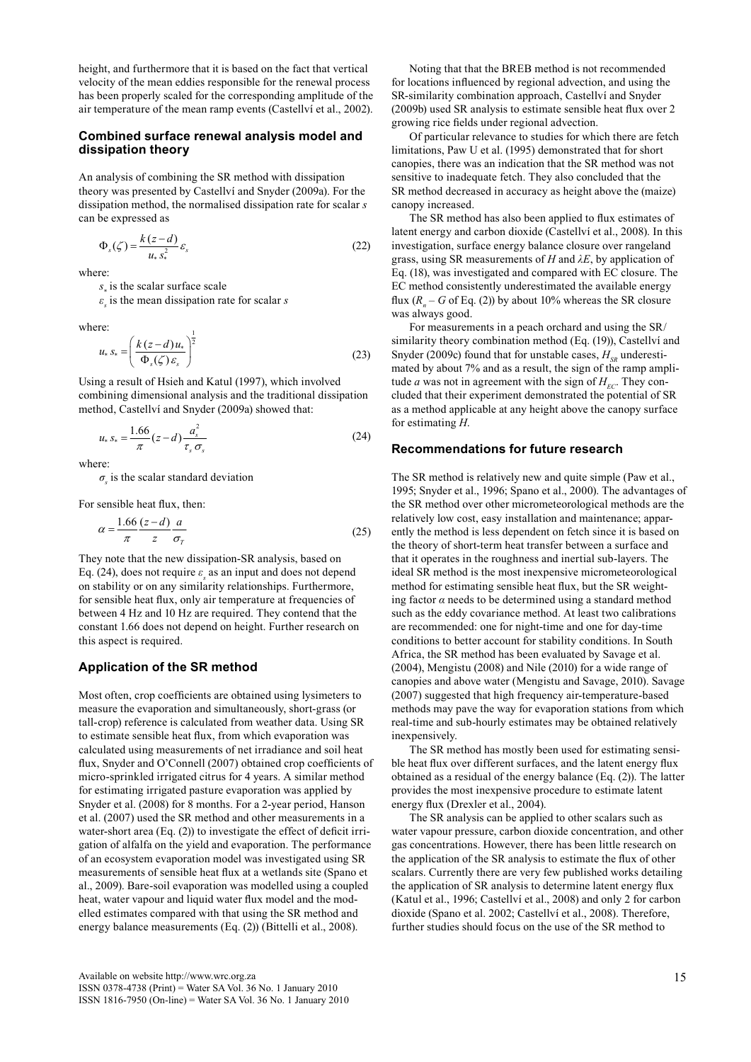height, and furthermore that it is based on the fact that vertical velocity of the mean eddies responsible for the renewal process has been properly scaled for the corresponding amplitude of the air temperature of the mean ramp events (Castellví et al., 2002).

## Combined surface renewal analysis model and dissipation theory

An analysis of combining the SR method with dissipation theory was presented by Castellví and Snyder (2009a). For the dissipation method, the normalised dissipation rate for scalar *s* can be expressed as

$$\Phi_s(\zeta) = \frac{k(z-d)}{u_* s_*^2} \varepsilon_s \tag{22}$$

where:

$s_*$ is the scalar surface scale
$\varepsilon_s$ is the mean dissipation rate for scalar *s*

where:

$$u_* s_* = \left( \frac{k(z-d) u_*}{\Phi_s(\zeta) \varepsilon_s} \right)^{\frac{1}{2}} \tag{23}$$

Using a result of Hsieh and Katul (1997), which involved combining dimensional analysis and the traditional dissipation method, Castellví and Snyder (2009a) showed that:

$$u_* s_* = \frac{1.66}{\pi} (z-d) \frac{a_s^2}{\tau_s \sigma_s} \tag{24}$$

where:

$\sigma_s$ is the scalar standard deviation

For sensible heat flux, then:

$$\alpha = \frac{1.66}{\pi} \frac{(z-d)}{z} \frac{a}{\sigma_T} \tag{25}$$

They note that the new dissipation-SR analysis, based on Eq. (24), does not require $\varepsilon_s$ as an input and does not depend on stability or on any similarity relationships. Furthermore, for sensible heat flux, only air temperature at frequencies of between 4 Hz and 10 Hz are required. They contend that the constant 1.66 does not depend on height. Further research on this aspect is required.

## Application of the SR method

Most often, crop coefficients are obtained using lysimeters to measure the evaporation and simultaneously, short-grass (or tall-crop) reference is calculated from weather data. Using SR to estimate sensible heat flux, from which evaporation was calculated using measurements of net irradiance and soil heat flux, Snyder and O'Connell (2007) obtained crop coefficients of micro-sprinkled irrigated citrus for 4 years. A similar method for estimating irrigated pasture evaporation was applied by Snyder et al. (2008) for 8 months. For a 2-year period, Hanson et al. (2007) used the SR method and other measurements in a water-short area (Eq. (2)) to investigate the effect of deficit irrigation of alfalfa on the yield and evaporation. The performance of an ecosystem evaporation model was investigated using SR measurements of sensible heat flux at a wetlands site (Spano et al., 2009). Bare-soil evaporation was modelled using a coupled heat, water vapour and liquid water flux model and the modelled estimates compared with that using the SR method and energy balance measurements (Eq. (2)) (Bittelli et al., 2008).

Noting that that the BREB method is not recommended for locations influenced by regional advection, and using the SR-similarity combination approach, Castellví and Snyder (2009b) used SR analysis to estimate sensible heat flux over 2 growing rice fields under regional advection.

Of particular relevance to studies for which there are fetch limitations, Paw U et al. (1995) demonstrated that for short canopies, there was an indication that the SR method was not sensitive to inadequate fetch. They also concluded that the SR method decreased in accuracy as height above the (maize) canopy increased.

The SR method has also been applied to flux estimates of latent energy and carbon dioxide (Castellví et al., 2008). In this investigation, surface energy balance closure over rangeland grass, using SR measurements of *H* and $\lambda E$, by application of Eq. (18), was investigated and compared with EC closure. The EC method consistently underestimated the available energy flux ($R_n - G$ of Eq. (2)) by about 10% whereas the SR closure was always good.

For measurements in a peach orchard and using the SR/similarity theory combination method (Eq. (19)), Castellví and Snyder (2009c) found that for unstable cases, $H_{SR}$ underestimated by about 7% and as a result, the sign of the ramp amplitude *a* was not in agreement with the sign of $H_{EC}$. They concluded that their experiment demonstrated the potential of SR as a method applicable at any height above the canopy surface for estimating *H*.

## Recommendations for future research

The SR method is relatively new and quite simple (Paw et al., 1995; Snyder et al., 1996; Spano et al., 2000). The advantages of the SR method over other micrometeorological methods are the relatively low cost, easy installation and maintenance; apparently the method is less dependent on fetch since it is based on the theory of short-term heat transfer between a surface and that it operates in the roughness and inertial sub-layers. The ideal SR method is the most inexpensive micrometeorological method for estimating sensible heat flux, but the SR weighting factor *α* needs to be determined using a standard method such as the eddy covariance method. At least two calibrations are recommended: one for night-time and one for day-time conditions to better account for stability conditions. In South Africa, the SR method has been evaluated by Savage et al. (2004), Mengistu (2008) and Nile (2010) for a wide range of canopies and above water (Mengistu and Savage, 2010). Savage (2007) suggested that high frequency air-temperature-based methods may pave the way for evaporation stations from which real-time and sub-hourly estimates may be obtained relatively inexpensively.

The SR method has mostly been used for estimating sensible heat flux over different surfaces, and the latent energy flux obtained as a residual of the energy balance (Eq. (2)). The latter provides the most inexpensive procedure to estimate latent energy flux (Drexler et al., 2004).

The SR analysis can be applied to other scalars such as water vapour pressure, carbon dioxide concentration, and other gas concentrations. However, there has been little research on the application of the SR analysis to estimate the flux of other scalars. Currently there are very few published works detailing the application of SR analysis to determine latent energy flux (Katul et al., 1996; Castellví et al., 2008) and only 2 for carbon dioxide (Spano et al. 2002; Castellví et al., 2008). Therefore, further studies should focus on the use of the SR method to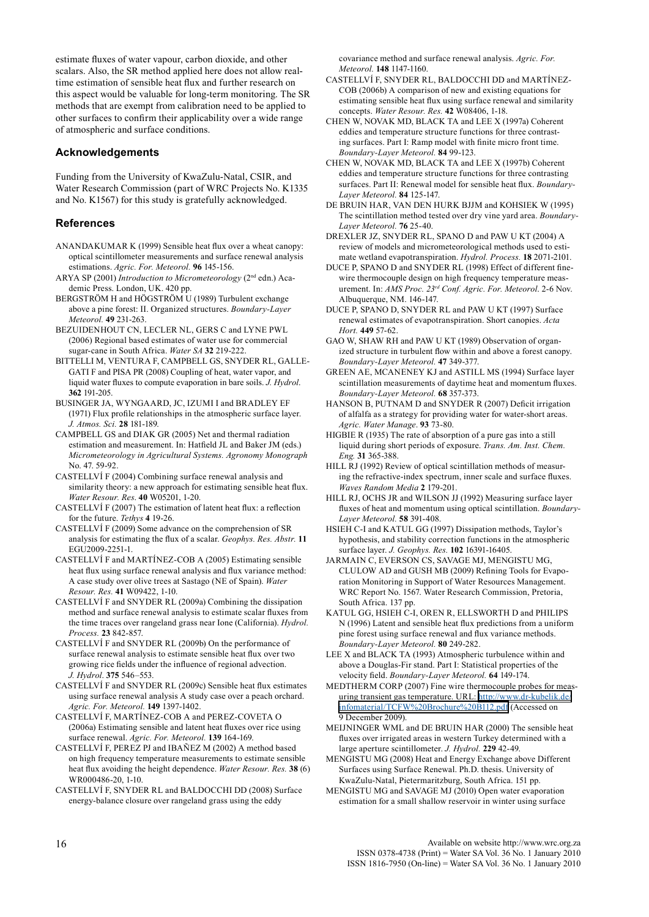estimate fluxes of water vapour, carbon dioxide, and other scalars. Also, the SR method applied here does not allow real-time estimation of sensible heat flux and further research on this aspect would be valuable for long-term monitoring. The SR methods that are exempt from calibration need to be applied to other surfaces to confirm their applicability over a wide range of atmospheric and surface conditions.

## Acknowledgements

Funding from the University of KwaZulu-Natal, CSIR, and Water Research Commission (part of WRC Projects No. K1335 and No. K1567) for this study is gratefully acknowledged.

## References

ANANDAKUMAR K (1999) Sensible heat flux over a wheat canopy: optical scintillometer measurements and surface renewal analysis estimations. *Agric. For. Meteorol.* **96** 145-156.

ARYA SP (2001) *Introduction to Micrometeorology* (2nd edn.) Academic Press. London, UK. 420 pp.

BERGSTRÖM H and HÖGSTRÖM U (1989) Turbulent exchange above a pine forest: II. Organized structures. *Boundary-Layer Meteorol.* **49** 231-263.

BEZUIDENHOUT CN, LECLER NL, GERS C and LYNE PWL (2006) Regional based estimates of water use for commercial sugar-cane in South Africa. *Water SA* **32** 219-222.

BITTELLI M, VENTURA F, CAMPBELL GS, SNYDER RL, GALLEGATI F and PISA PR (2008) Coupling of heat, water vapor, and liquid water fluxes to compute evaporation in bare soils. *J. Hydrol*. **362** 191-205.

BUSINGER JA, WYNGAARD, JC, IZUMI I and BRADLEY EF (1971) Flux profile relationships in the atmospheric surface layer. *J. Atmos. Sci.* **28** 181-189.

CAMPBELL GS and DIAK GR (2005) Net and thermal radiation estimation and measurement. In: Hatfield JL and Baker JM (eds.) *Micrometeorology in Agricultural Systems. Agronomy Monograph* No. 47. 59-92.

CASTELLVÍ F (2004) Combining surface renewal analysis and similarity theory: a new approach for estimating sensible heat flux. *Water Resour. Res*. **40** W05201, 1-20.

CASTELLVÍ F (2007) The estimation of latent heat flux: a reflection for the future. *Tethys* **4** 19-26.

CASTELLVÍ F (2009) Some advance on the comprehension of SR analysis for estimating the flux of a scalar. *Geophys. Res. Abstr.* **11** EGU2009-2251-1.

CASTELLVÍ F and MARTÍNEZ-COB A (2005) Estimating sensible heat flux using surface renewal analysis and flux variance method: A case study over olive trees at Sastago (NE of Spain). *Water Resour. Res.* **41** W09422, 1-10.

CASTELLVÍ F and SNYDER RL (2009a) Combining the dissipation method and surface renewal analysis to estimate scalar fluxes from the time traces over rangeland grass near Ione (California). *Hydrol. Process.* **23** 842-857.

CASTELLVÍ F and SNYDER RL (2009b) On the performance of surface renewal analysis to estimate sensible heat flux over two growing rice fields under the influence of regional advection. *J. Hydrol*. **375** 546–553.

CASTELLVÍ F and SNYDER RL (2009c) Sensible heat flux estimates using surface renewal analysis A study case over a peach orchard. *Agric. For. Meteorol.* **149** 1397-1402.

CASTELLVÍ F, MARTÍNEZ-COB A and PEREZ-COVETA O (2006a) Estimating sensible and latent heat fluxes over rice using surface renewal. *Agric. For. Meteorol.* **139** 164-169.

CASTELLVÍ F, PEREZ PJ and IBAÑEZ M (2002) A method based on high frequency temperature measurements to estimate sensible heat flux avoiding the height dependence. *Water Resour. Res.* **38** (6) WR000486-20, 1-10.

CASTELLVÍ F, SNYDER RL and BALDOCCHI DD (2008) Surface energy-balance closure over rangeland grass using the eddy covariance method and surface renewal analysis. *Agric. For. Meteorol.* **148** 1147-1160.

CASTELLVÍ F, SNYDER RL, BALDOCCHI DD and MARTÍNEZ-COB (2006b) A comparison of new and existing equations for estimating sensible heat flux using surface renewal and similarity concepts. *Water Resour. Res.* **42** W08406, 1-18.

CHEN W, NOVAK MD, BLACK TA and LEE X (1997a) Coherent eddies and temperature structure functions for three contrasting surfaces. Part I: Ramp model with finite micro front time. *Boundary-Layer Meteorol.* **84** 99-123.

CHEN W, NOVAK MD, BLACK TA and LEE X (1997b) Coherent eddies and temperature structure functions for three contrasting surfaces. Part II: Renewal model for sensible heat flux. *Boundary-Layer Meteorol.* **84** 125-147.

DE BRUIN HAR, VAN DEN HURK BJJM and KOHSIEK W (1995) The scintillation method tested over dry vine yard area. *Boundary-Layer Meteorol.* **76** 25-40.

DREXLER JZ, SNYDER RL, SPANO D and PAW U KT (2004) A review of models and micrometeorological methods used to estimate wetland evapotranspiration. *Hydrol. Process.* **18** 2071-2101.

DUCE P, SPANO D and SNYDER RL (1998) Effect of different fine-wire thermocouple design on high frequency temperature measurement. In: *AMS Proc. 23rd Conf. Agric. For. Meteorol*. 2-6 Nov. Albuquerque, NM. 146-147.

DUCE P, SPANO D, SNYDER RL and PAW U KT (1997) Surface renewal estimates of evapotranspiration. Short canopies. *Acta Hort.* **449** 57-62.

GAO W, SHAW RH and PAW U KT (1989) Observation of organized structure in turbulent flow within and above a forest canopy. *Boundary-Layer Meteorol.* **47** 349-377.

GREEN AE, MCANENEY KJ and ASTILL MS (1994) Surface layer scintillation measurements of daytime heat and momentum fluxes. *Boundary-Layer Meteorol.* **68** 357-373.

HANSON B, PUTNAM D and SNYDER R (2007) Deficit irrigation of alfalfa as a strategy for providing water for water-short areas. *Agric. Water Manage*. **93** 73-80.

HIGBIE R (1935) The rate of absorption of a pure gas into a still liquid during short periods of exposure. *Trans. Am. Inst. Chem. Eng.* **31** 365-388.

HILL RJ (1992) Review of optical scintillation methods of measuring the refractive-index spectrum, inner scale and surface fluxes. *Waves Random Media* **2** 179-201.

HILL RJ, OCHS JR and WILSON JJ (1992) Measuring surface layer fluxes of heat and momentum using optical scintillation. *Boundary-Layer Meteorol.* **58** 391-408.

HSIEH C-I and KATUL GG (1997) Dissipation methods, Taylor's hypothesis, and stability correction functions in the atmospheric surface layer. *J. Geophys. Res.* **102** 16391-16405.

JARMAIN C, EVERSON CS, SAVAGE MJ, MENGISTU MG, CLULOW AD and GUSH MB (2009) Refining Tools for Evaporation Monitoring in Support of Water Resources Management. WRC Report No. 1567. Water Research Commission, Pretoria, South Africa. 137 pp.

KATUL GG, HSIEH C-I, OREN R, ELLSWORTH D and PHILIPS N (1996) Latent and sensible heat flux predictions from a uniform pine forest using surface renewal and flux variance methods. *Boundary-Layer Meteorol.* **80** 249-282.

LEE X and BLACK TA (1993) Atmospheric turbulence within and above a Douglas-Fir stand. Part I: Statistical properties of the velocity field. *Boundary-Layer Meteorol.* **64** 149-174.

MEDTHERM CORP (2007) Fine wire thermocouple probes for measuring transient gas temperature. URL: http://www.dr-kubelik.de/infomaterial/TCFW%20Brochure%20B112.pdf (Accessed on 9 December 2009).

MEIJNINGER WML and DE BRUIN HAR (2000) The sensible heat fluxes over irrigated areas in western Turkey determined with a large aperture scintillometer. *J. Hydrol.* **229** 42-49.

MENGISTU MG (2008) Heat and Energy Exchange above Different Surfaces using Surface Renewal. Ph.D. thesis. University of KwaZulu-Natal, Pietermaritzburg, South Africa. 151 pp.

MENGISTU MG and SAVAGE MJ (2010) Open water evaporation estimation for a small shallow reservoir in winter using surface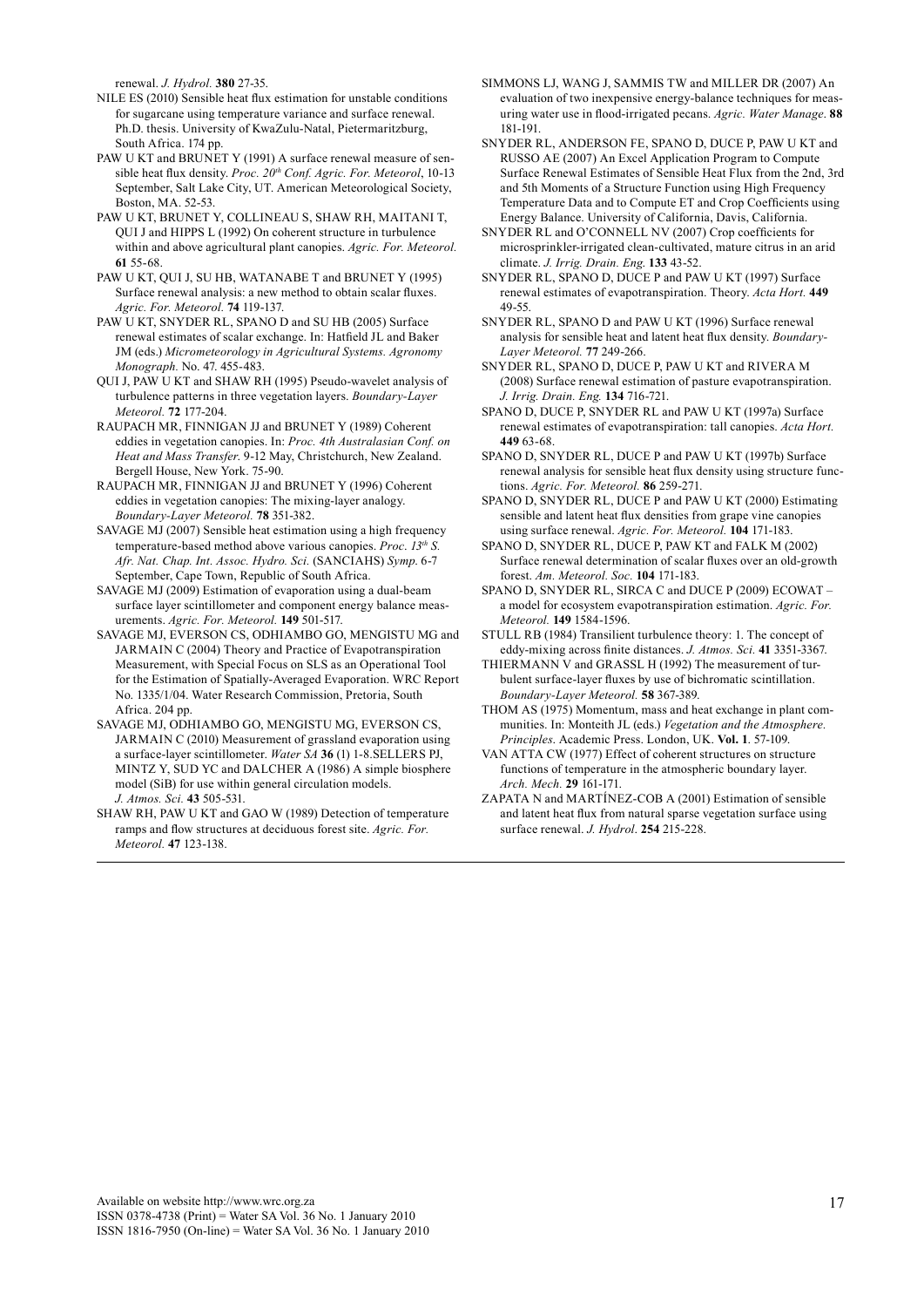renewal. *J. Hydrol.* **380** 27-35.

NILE ES (2010) Sensible heat flux estimation for unstable conditions for sugarcane using temperature variance and surface renewal. Ph.D. thesis. University of KwaZulu-Natal, Pietermaritzburg, South Africa. 174 pp.

PAW U KT and BRUNET Y (1991) A surface renewal measure of sensible heat flux density. *Proc. 20th Conf. Agric. For. Meteorol*, 10-13 September, Salt Lake City, UT. American Meteorological Society, Boston, MA. 52-53.

PAW U KT, BRUNET Y, COLLINEAU S, SHAW RH, MAITANI T, QUI J and HIPPS L (1992) On coherent structure in turbulence within and above agricultural plant canopies. *Agric. For. Meteorol.* **61** 55-68.

PAW U KT, QUI J, SU HB, WATANABE T and BRUNET Y (1995) Surface renewal analysis: a new method to obtain scalar fluxes. *Agric. For. Meteorol.* **74** 119-137.

PAW U KT, SNYDER RL, SPANO D and SU HB (2005) Surface renewal estimates of scalar exchange. In: Hatfield JL and Baker JM (eds.) *Micrometeorology in Agricultural Systems. Agronomy Monograph.* No. 47. 455-483.

QUI J, PAW U KT and SHAW RH (1995) Pseudo-wavelet analysis of turbulence patterns in three vegetation layers. *Boundary-Layer Meteorol.* **72** 177-204.

RAUPACH MR, FINNIGAN JJ and BRUNET Y (1989) Coherent eddies in vegetation canopies. In: *Proc. 4th Australasian Conf. on Heat and Mass Transfer*. 9-12 May, Christchurch, New Zealand. Bergell House, New York. 75-90.

RAUPACH MR, FINNIGAN JJ and BRUNET Y (1996) Coherent eddies in vegetation canopies: The mixing-layer analogy. *Boundary-Layer Meteorol.* **78** 351-382.

SAVAGE MJ (2007) Sensible heat estimation using a high frequency temperature-based method above various canopies. *Proc. 13th S. Afr. Nat. Chap. Int. Assoc. Hydro. Sci.* (SANCIAHS) *Symp*. 6-7 September, Cape Town, Republic of South Africa.

SAVAGE MJ (2009) Estimation of evaporation using a dual-beam surface layer scintillometer and component energy balance measurements. *Agric. For. Meteorol.* **149** 501-517.

SAVAGE MJ, EVERSON CS, ODHIAMBO GO, MENGISTU MG and JARMAIN C (2004) Theory and Practice of Evapotranspiration Measurement, with Special Focus on SLS as an Operational Tool for the Estimation of Spatially-Averaged Evaporation. WRC Report No. 1335/1/04. Water Research Commission, Pretoria, South Africa. 204 pp.

SAVAGE MJ, ODHIAMBO GO, MENGISTU MG, EVERSON CS, JARMAIN C (2010) Measurement of grassland evaporation using a surface-layer scintillometer. *Water SA* **36** (1) 1-8.SELLERS PJ, MINTZ Y, SUD YC and DALCHER A (1986) A simple biosphere model (SiB) for use within general circulation models. *J. Atmos. Sci.* **43** 505-531.

SHAW RH, PAW U KT and GAO W (1989) Detection of temperature ramps and flow structures at deciduous forest site. *Agric. For. Meteorol.* **47** 123-138.

SIMMONS LJ, WANG J, SAMMIS TW and MILLER DR (2007) An evaluation of two inexpensive energy-balance techniques for measuring water use in flood-irrigated pecans. *Agric. Water Manage*. **88** 181-191.

SNYDER RL, ANDERSON FE, SPANO D, DUCE P, PAW U KT and RUSSO AE (2007) An Excel Application Program to Compute Surface Renewal Estimates of Sensible Heat Flux from the 2nd, 3rd and 5th Moments of a Structure Function using High Frequency Temperature Data and to Compute ET and Crop Coefficients using Energy Balance. University of California, Davis, California.

SNYDER RL and O'CONNELL NV (2007) Crop coefficients for microsprinkler-irrigated clean-cultivated, mature citrus in an arid climate. *J. Irrig. Drain. Eng.* **133** 43-52.

SNYDER RL, SPANO D, DUCE P and PAW U KT (1997) Surface renewal estimates of evapotranspiration. Theory. *Acta Hort.* **449** 49-55.

SNYDER RL, SPANO D and PAW U KT (1996) Surface renewal analysis for sensible heat and latent heat flux density. *Boundary-Layer Meteorol.* **77** 249-266.

SNYDER RL, SPANO D, DUCE P, PAW U KT and RIVERA M (2008) Surface renewal estimation of pasture evapotranspiration. *J. Irrig. Drain. Eng.* **134** 716-721.

SPANO D, DUCE P, SNYDER RL and PAW U KT (1997a) Surface renewal estimates of evapotranspiration: tall canopies. *Acta Hort.* **449** 63-68.

SPANO D, SNYDER RL, DUCE P and PAW U KT (1997b) Surface renewal analysis for sensible heat flux density using structure functions. *Agric. For. Meteorol.* **86** 259-271.

SPANO D, SNYDER RL, DUCE P and PAW U KT (2000) Estimating sensible and latent heat flux densities from grape vine canopies using surface renewal. *Agric. For. Meteorol.* **104** 171-183.

SPANO D, SNYDER RL, DUCE P, PAW KT and FALK M (2002) Surface renewal determination of scalar fluxes over an old-growth forest. *Am. Meteorol. Soc.* **104** 171-183.

SPANO D, SNYDER RL, SIRCA C and DUCE P (2009) ECOWAT – a model for ecosystem evapotranspiration estimation. *Agric. For. Meteorol.* **149** 1584-1596.

STULL RB (1984) Transilient turbulence theory: 1. The concept of eddy-mixing across finite distances. *J. Atmos. Sci.* **41** 3351-3367.

THIERMANN V and GRASSL H (1992) The measurement of turbulent surface-layer fluxes by use of bichromatic scintillation. *Boundary-Layer Meteorol.* **58** 367-389.

THOM AS (1975) Momentum, mass and heat exchange in plant communities. In: Monteith JL (eds.) *Vegetation and the Atmosphere. Principles.* Academic Press. London, UK. **Vol. 1**. 57-109.

VAN ATTA CW (1977) Effect of coherent structures on structure functions of temperature in the atmospheric boundary layer. *Arch. Mech.* **29** 161-171.

ZAPATA N and MARTÍNEZ-COB A (2001) Estimation of sensible and latent heat flux from natural sparse vegetation surface using surface renewal. *J. Hydrol*. **254** 215-228.